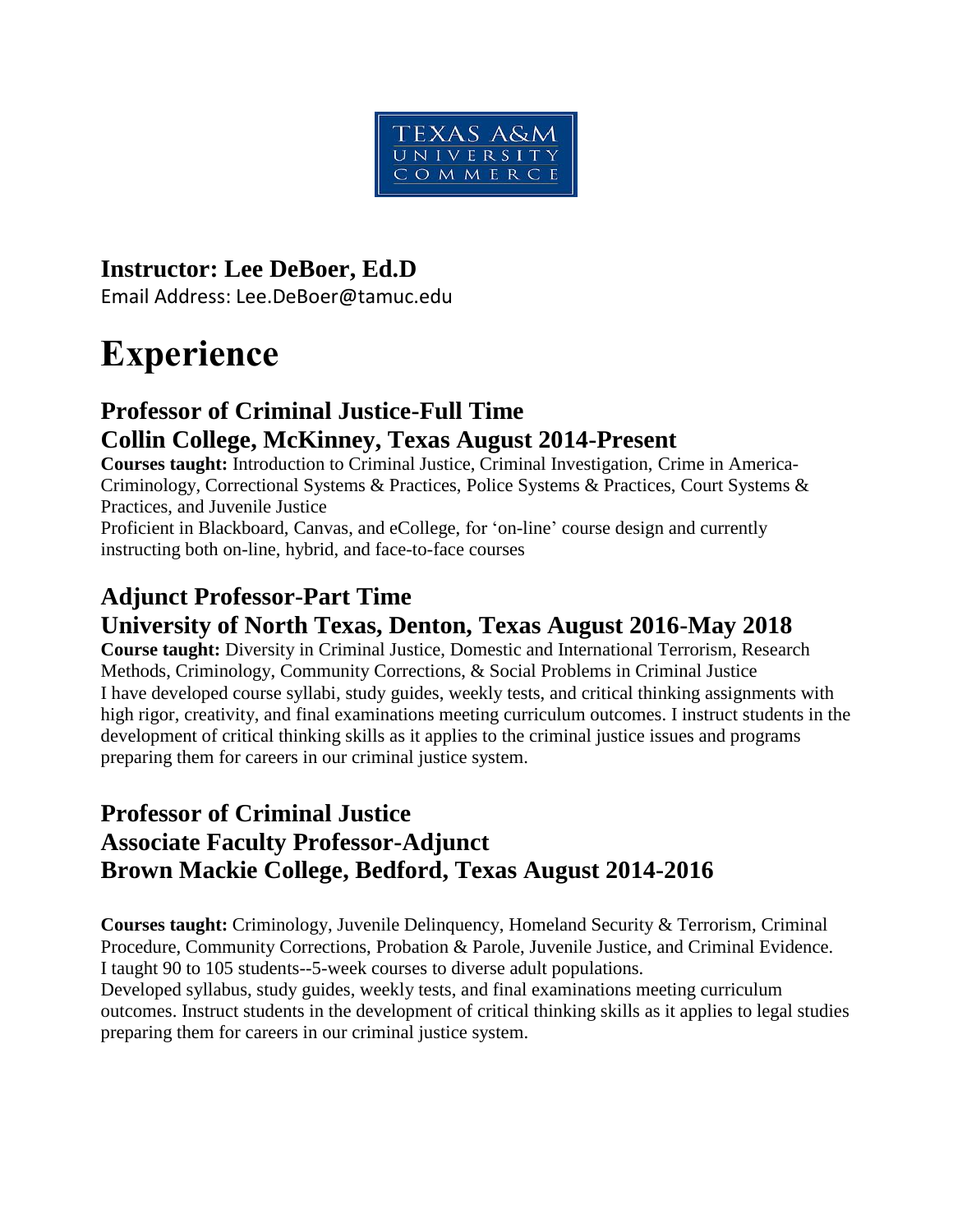TEXAS A&M UNIVERSITY COMMERCE

## Instructor: Lee DeBoer, Ed.D

Email Address: Lee.DeBoer@tamuc.edu

# Experience

## Professor of Criminal Justice-Full Time
## Collin College, McKinney, Texas August 2014-Present

**Courses taught:** Introduction to Criminal Justice, Criminal Investigation, Crime in America-Criminology, Correctional Systems & Practices, Police Systems & Practices, Court Systems & Practices, and Juvenile Justice

Proficient in Blackboard, Canvas, and eCollege, for 'on-line' course design and currently instructing both on-line, hybrid, and face-to-face courses

## Adjunct Professor-Part Time
## University of North Texas, Denton, Texas August 2016-May 2018

**Course taught:** Diversity in Criminal Justice, Domestic and International Terrorism, Research Methods, Criminology, Community Corrections, & Social Problems in Criminal Justice

I have developed course syllabi, study guides, weekly tests, and critical thinking assignments with high rigor, creativity, and final examinations meeting curriculum outcomes. I instruct students in the development of critical thinking skills as it applies to the criminal justice issues and programs preparing them for careers in our criminal justice system.

## Professor of Criminal Justice
## Associate Faculty Professor-Adjunct
## Brown Mackie College, Bedford, Texas August 2014-2016

**Courses taught:** Criminology, Juvenile Delinquency, Homeland Security & Terrorism, Criminal Procedure, Community Corrections, Probation & Parole, Juvenile Justice, and Criminal Evidence.

I taught 90 to 105 students--5-week courses to diverse adult populations.

Developed syllabus, study guides, weekly tests, and final examinations meeting curriculum outcomes. Instruct students in the development of critical thinking skills as it applies to legal studies preparing them for careers in our criminal justice system.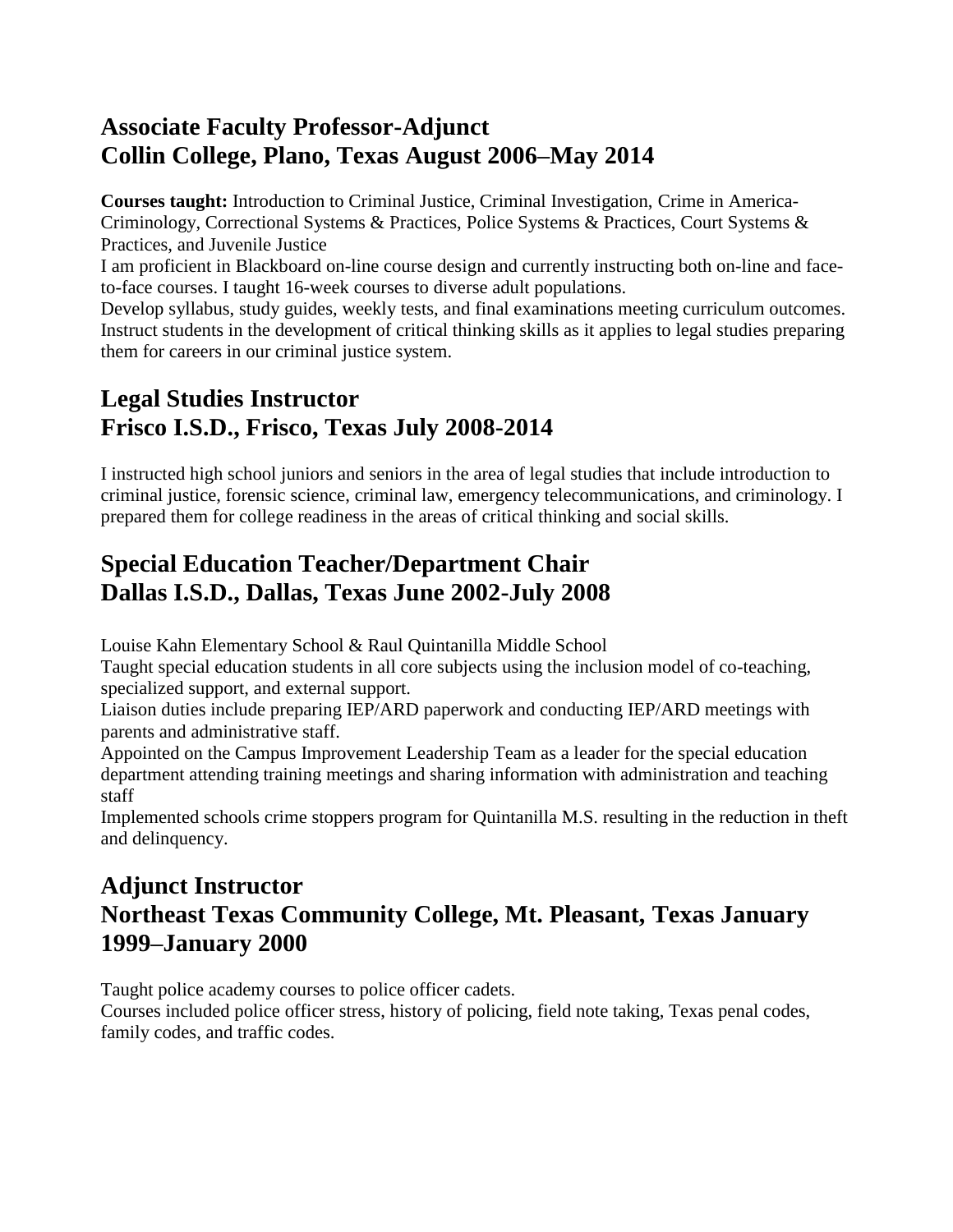## Associate Faculty Professor-Adjunct
## Collin College, Plano, Texas August 2006–May 2014

**Courses taught:** Introduction to Criminal Justice, Criminal Investigation, Crime in America-Criminology, Correctional Systems & Practices, Police Systems & Practices, Court Systems & Practices, and Juvenile Justice

I am proficient in Blackboard on-line course design and currently instructing both on-line and face-to-face courses. I taught 16-week courses to diverse adult populations.

Develop syllabus, study guides, weekly tests, and final examinations meeting curriculum outcomes. Instruct students in the development of critical thinking skills as it applies to legal studies preparing them for careers in our criminal justice system.

## Legal Studies Instructor
## Frisco I.S.D., Frisco, Texas July 2008-2014

I instructed high school juniors and seniors in the area of legal studies that include introduction to criminal justice, forensic science, criminal law, emergency telecommunications, and criminology. I prepared them for college readiness in the areas of critical thinking and social skills.

## Special Education Teacher/Department Chair
## Dallas I.S.D., Dallas, Texas June 2002-July 2008

Louise Kahn Elementary School & Raul Quintanilla Middle School

Taught special education students in all core subjects using the inclusion model of co-teaching, specialized support, and external support.

Liaison duties include preparing IEP/ARD paperwork and conducting IEP/ARD meetings with parents and administrative staff.

Appointed on the Campus Improvement Leadership Team as a leader for the special education department attending training meetings and sharing information with administration and teaching staff

Implemented schools crime stoppers program for Quintanilla M.S. resulting in the reduction in theft and delinquency.

## Adjunct Instructor
## Northeast Texas Community College, Mt. Pleasant, Texas January 1999–January 2000

Taught police academy courses to police officer cadets.

Courses included police officer stress, history of policing, field note taking, Texas penal codes, family codes, and traffic codes.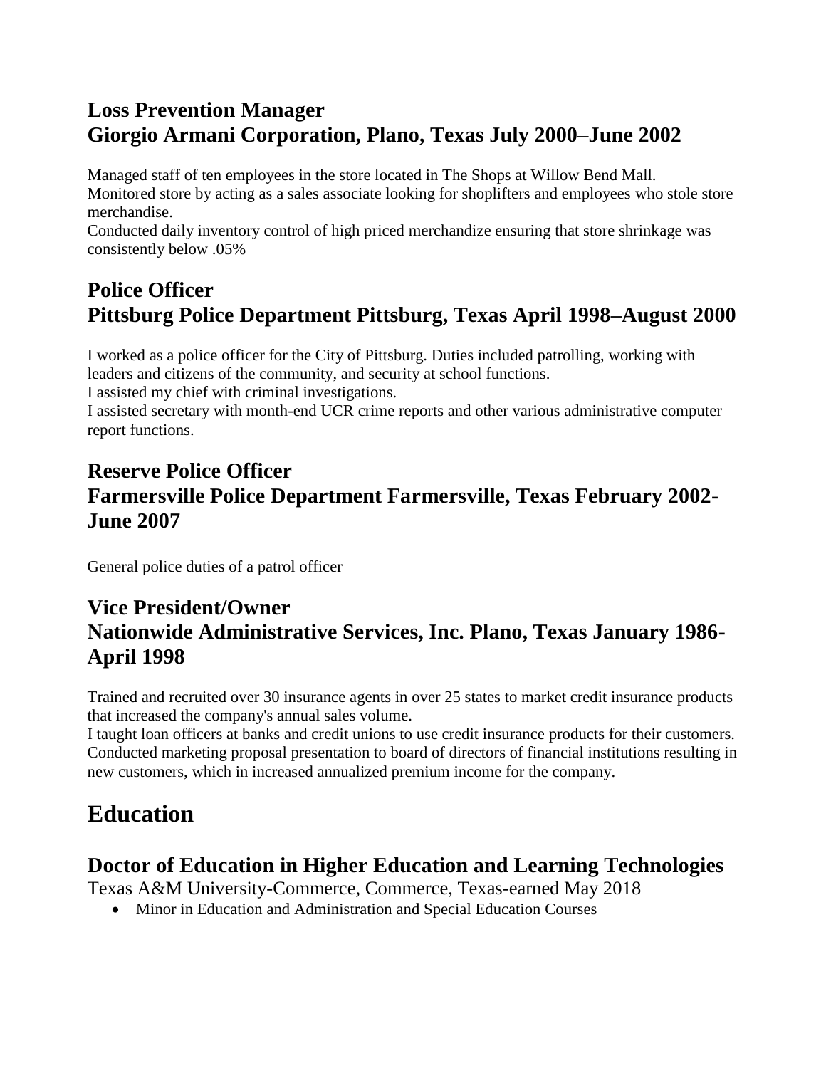### Loss Prevention Manager
### Giorgio Armani Corporation, Plano, Texas July 2000–June 2002

Managed staff of ten employees in the store located in The Shops at Willow Bend Mall.
Monitored store by acting as a sales associate looking for shoplifters and employees who stole store merchandise.
Conducted daily inventory control of high priced merchandize ensuring that store shrinkage was consistently below .05%

### Police Officer
### Pittsburg Police Department Pittsburg, Texas April 1998–August 2000

I worked as a police officer for the City of Pittsburg. Duties included patrolling, working with leaders and citizens of the community, and security at school functions.
I assisted my chief with criminal investigations.
I assisted secretary with month-end UCR crime reports and other various administrative computer report functions.

### Reserve Police Officer
### Farmersville Police Department Farmersville, Texas February 2002-June 2007

General police duties of a patrol officer

### Vice President/Owner
### Nationwide Administrative Services, Inc. Plano, Texas January 1986-April 1998

Trained and recruited over 30 insurance agents in over 25 states to market credit insurance products that increased the company's annual sales volume.
I taught loan officers at banks and credit unions to use credit insurance products for their customers.
Conducted marketing proposal presentation to board of directors of financial institutions resulting in new customers, which in increased annualized premium income for the company.

## Education

### Doctor of Education in Higher Education and Learning Technologies

Texas A&M University-Commerce, Commerce, Texas-earned May 2018

- Minor in Education and Administration and Special Education Courses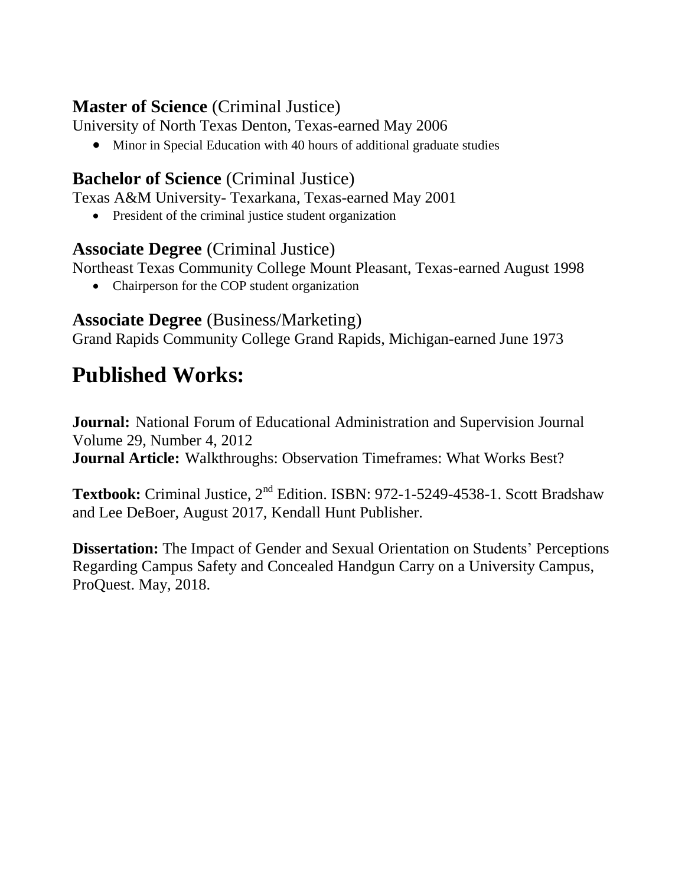### **Master of Science** (Criminal Justice)

University of North Texas Denton, Texas-earned May 2006

- Minor in Special Education with 40 hours of additional graduate studies

### **Bachelor of Science** (Criminal Justice)

Texas A&M University- Texarkana, Texas-earned May 2001

- President of the criminal justice student organization

### **Associate Degree** (Criminal Justice)

Northeast Texas Community College Mount Pleasant, Texas-earned August 1998

- Chairperson for the COP student organization

### **Associate Degree** (Business/Marketing)

Grand Rapids Community College Grand Rapids, Michigan-earned June 1973

## Published Works:

**Journal:** National Forum of Educational Administration and Supervision Journal Volume 29, Number 4, 2012
**Journal Article:** Walkthroughs: Observation Timeframes: What Works Best?

**Textbook:** Criminal Justice, 2nd Edition. ISBN: 972-1-5249-4538-1. Scott Bradshaw and Lee DeBoer, August 2017, Kendall Hunt Publisher.

**Dissertation:** The Impact of Gender and Sexual Orientation on Students' Perceptions Regarding Campus Safety and Concealed Handgun Carry on a University Campus, ProQuest. May, 2018.